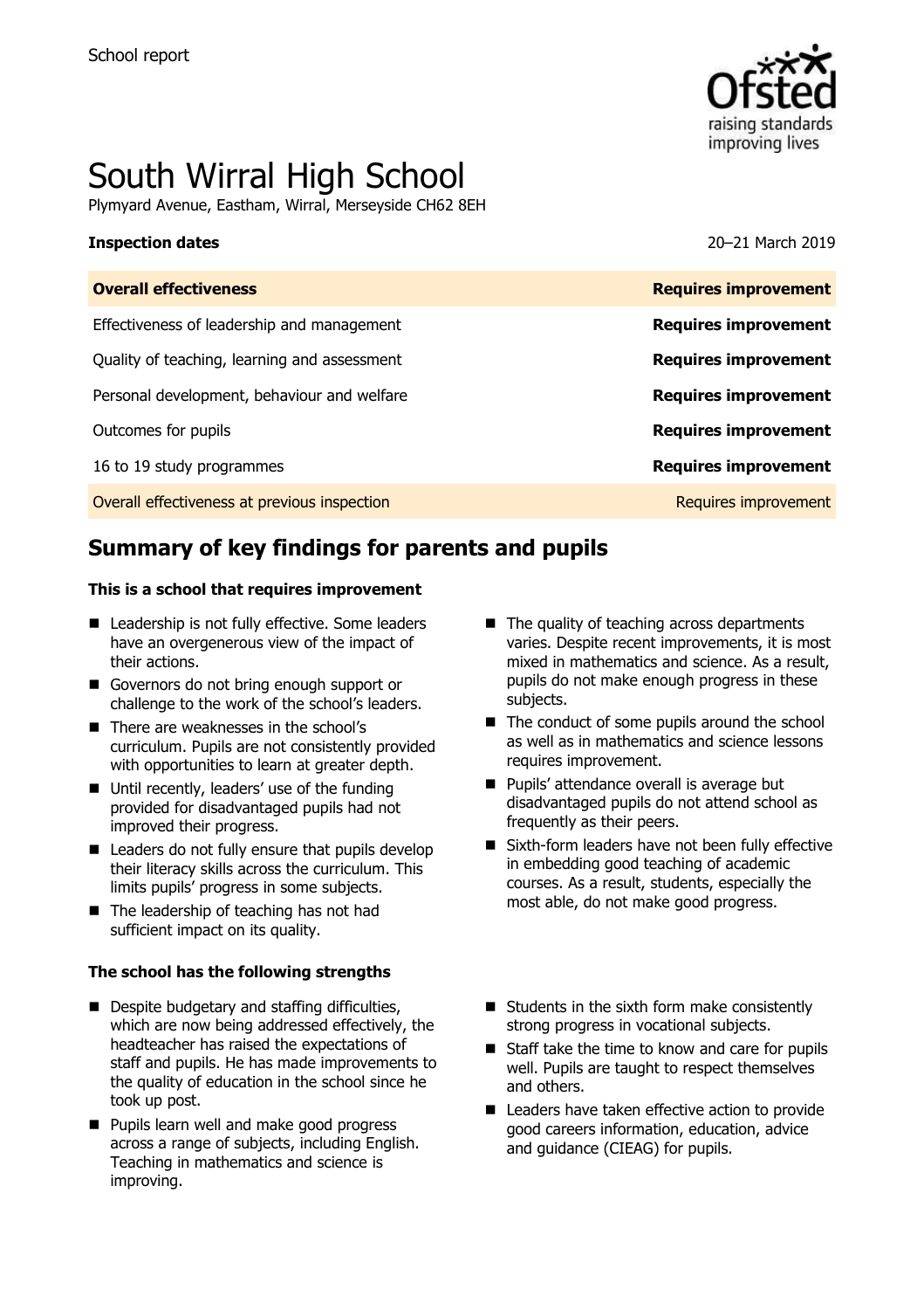School report

# South Wirral High School

Plymyard Avenue, Eastham, Wirral, Merseyside CH62 8EH

**Inspection dates** 20–21 March 2019

| | |
|---|---|
| **Overall effectiveness** | **Requires improvement** |
| Effectiveness of leadership and management | **Requires improvement** |
| Quality of teaching, learning and assessment | **Requires improvement** |
| Personal development, behaviour and welfare | **Requires improvement** |
| Outcomes for pupils | **Requires improvement** |
| 16 to 19 study programmes | **Requires improvement** |
| Overall effectiveness at previous inspection | Requires improvement |

## Summary of key findings for parents and pupils

### This is a school that requires improvement

- Leadership is not fully effective. Some leaders have an overgenerous view of the impact of their actions.
- Governors do not bring enough support or challenge to the work of the school's leaders.
- There are weaknesses in the school's curriculum. Pupils are not consistently provided with opportunities to learn at greater depth.
- Until recently, leaders' use of the funding provided for disadvantaged pupils had not improved their progress.
- Leaders do not fully ensure that pupils develop their literacy skills across the curriculum. This limits pupils' progress in some subjects.
- The leadership of teaching has not had sufficient impact on its quality.
- The quality of teaching across departments varies. Despite recent improvements, it is most mixed in mathematics and science. As a result, pupils do not make enough progress in these subjects.
- The conduct of some pupils around the school as well as in mathematics and science lessons requires improvement.
- Pupils' attendance overall is average but disadvantaged pupils do not attend school as frequently as their peers.
- Sixth-form leaders have not been fully effective in embedding good teaching of academic courses. As a result, students, especially the most able, do not make good progress.

### The school has the following strengths

- Despite budgetary and staffing difficulties, which are now being addressed effectively, the headteacher has raised the expectations of staff and pupils. He has made improvements to the quality of education in the school since he took up post.
- Pupils learn well and make good progress across a range of subjects, including English. Teaching in mathematics and science is improving.
- Students in the sixth form make consistently strong progress in vocational subjects.
- Staff take the time to know and care for pupils well. Pupils are taught to respect themselves and others.
- Leaders have taken effective action to provide good careers information, education, advice and guidance (CIEAG) for pupils.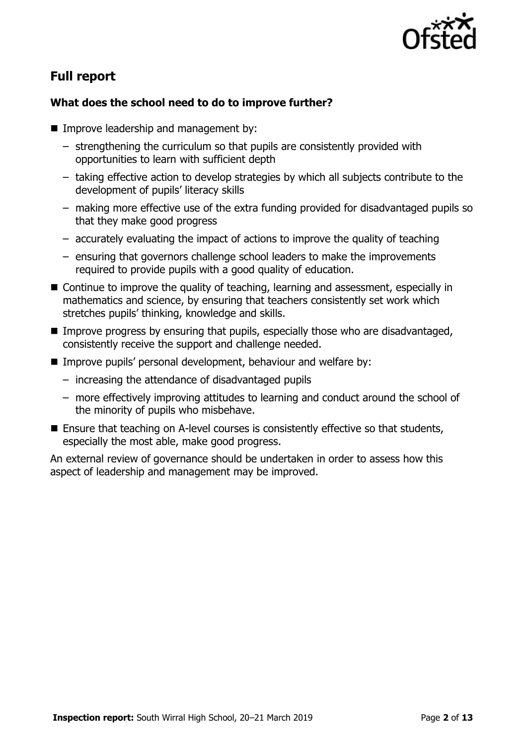## Full report

### What does the school need to do to improve further?

- Improve leadership and management by:
  - strengthening the curriculum so that pupils are consistently provided with opportunities to learn with sufficient depth
  - taking effective action to develop strategies by which all subjects contribute to the development of pupils' literacy skills
  - making more effective use of the extra funding provided for disadvantaged pupils so that they make good progress
  - accurately evaluating the impact of actions to improve the quality of teaching
  - ensuring that governors challenge school leaders to make the improvements required to provide pupils with a good quality of education.
- Continue to improve the quality of teaching, learning and assessment, especially in mathematics and science, by ensuring that teachers consistently set work which stretches pupils' thinking, knowledge and skills.
- Improve progress by ensuring that pupils, especially those who are disadvantaged, consistently receive the support and challenge needed.
- Improve pupils' personal development, behaviour and welfare by:
  - increasing the attendance of disadvantaged pupils
  - more effectively improving attitudes to learning and conduct around the school of the minority of pupils who misbehave.
- Ensure that teaching on A-level courses is consistently effective so that students, especially the most able, make good progress.

An external review of governance should be undertaken in order to assess how this aspect of leadership and management may be improved.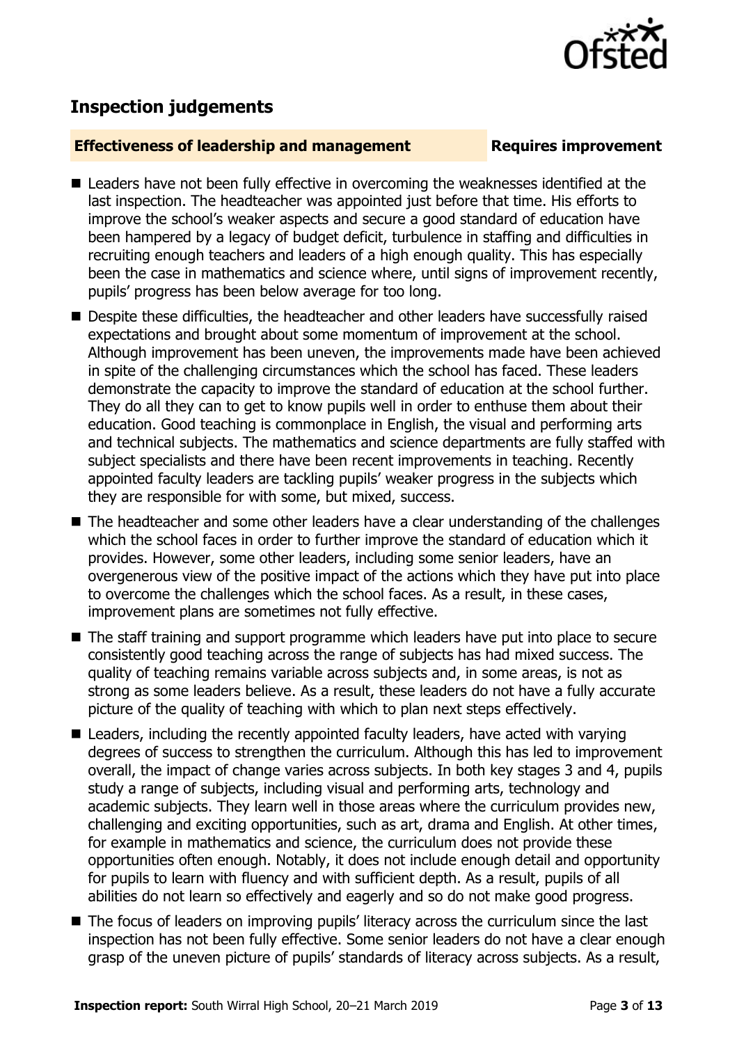## Inspection judgements

**Effectiveness of leadership and management** **Requires improvement**

- Leaders have not been fully effective in overcoming the weaknesses identified at the last inspection. The headteacher was appointed just before that time. His efforts to improve the school's weaker aspects and secure a good standard of education have been hampered by a legacy of budget deficit, turbulence in staffing and difficulties in recruiting enough teachers and leaders of a high enough quality. This has especially been the case in mathematics and science where, until signs of improvement recently, pupils' progress has been below average for too long.
- Despite these difficulties, the headteacher and other leaders have successfully raised expectations and brought about some momentum of improvement at the school. Although improvement has been uneven, the improvements made have been achieved in spite of the challenging circumstances which the school has faced. These leaders demonstrate the capacity to improve the standard of education at the school further. They do all they can to get to know pupils well in order to enthuse them about their education. Good teaching is commonplace in English, the visual and performing arts and technical subjects. The mathematics and science departments are fully staffed with subject specialists and there have been recent improvements in teaching. Recently appointed faculty leaders are tackling pupils' weaker progress in the subjects which they are responsible for with some, but mixed, success.
- The headteacher and some other leaders have a clear understanding of the challenges which the school faces in order to further improve the standard of education which it provides. However, some other leaders, including some senior leaders, have an overgenerous view of the positive impact of the actions which they have put into place to overcome the challenges which the school faces. As a result, in these cases, improvement plans are sometimes not fully effective.
- The staff training and support programme which leaders have put into place to secure consistently good teaching across the range of subjects has had mixed success. The quality of teaching remains variable across subjects and, in some areas, is not as strong as some leaders believe. As a result, these leaders do not have a fully accurate picture of the quality of teaching with which to plan next steps effectively.
- Leaders, including the recently appointed faculty leaders, have acted with varying degrees of success to strengthen the curriculum. Although this has led to improvement overall, the impact of change varies across subjects. In both key stages 3 and 4, pupils study a range of subjects, including visual and performing arts, technology and academic subjects. They learn well in those areas where the curriculum provides new, challenging and exciting opportunities, such as art, drama and English. At other times, for example in mathematics and science, the curriculum does not provide these opportunities often enough. Notably, it does not include enough detail and opportunity for pupils to learn with fluency and with sufficient depth. As a result, pupils of all abilities do not learn so effectively and eagerly and so do not make good progress.
- The focus of leaders on improving pupils' literacy across the curriculum since the last inspection has not been fully effective. Some senior leaders do not have a clear enough grasp of the uneven picture of pupils' standards of literacy across subjects. As a result,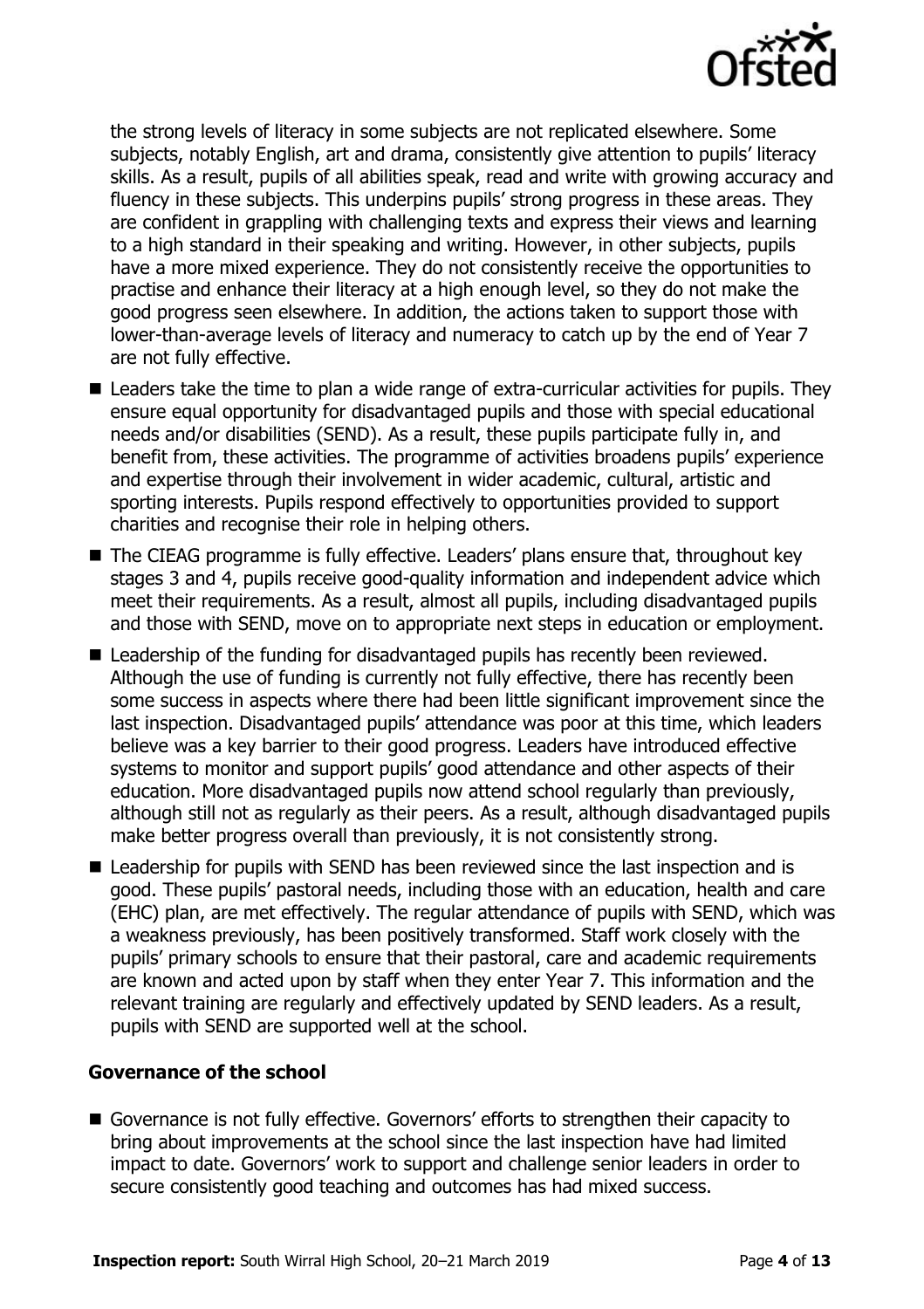the strong levels of literacy in some subjects are not replicated elsewhere. Some subjects, notably English, art and drama, consistently give attention to pupils' literacy skills. As a result, pupils of all abilities speak, read and write with growing accuracy and fluency in these subjects. This underpins pupils' strong progress in these areas. They are confident in grappling with challenging texts and express their views and learning to a high standard in their speaking and writing. However, in other subjects, pupils have a more mixed experience. They do not consistently receive the opportunities to practise and enhance their literacy at a high enough level, so they do not make the good progress seen elsewhere. In addition, the actions taken to support those with lower-than-average levels of literacy and numeracy to catch up by the end of Year 7 are not fully effective.

- Leaders take the time to plan a wide range of extra-curricular activities for pupils. They ensure equal opportunity for disadvantaged pupils and those with special educational needs and/or disabilities (SEND). As a result, these pupils participate fully in, and benefit from, these activities. The programme of activities broadens pupils' experience and expertise through their involvement in wider academic, cultural, artistic and sporting interests. Pupils respond effectively to opportunities provided to support charities and recognise their role in helping others.
- The CIEAG programme is fully effective. Leaders' plans ensure that, throughout key stages 3 and 4, pupils receive good-quality information and independent advice which meet their requirements. As a result, almost all pupils, including disadvantaged pupils and those with SEND, move on to appropriate next steps in education or employment.
- Leadership of the funding for disadvantaged pupils has recently been reviewed. Although the use of funding is currently not fully effective, there has recently been some success in aspects where there had been little significant improvement since the last inspection. Disadvantaged pupils' attendance was poor at this time, which leaders believe was a key barrier to their good progress. Leaders have introduced effective systems to monitor and support pupils' good attendance and other aspects of their education. More disadvantaged pupils now attend school regularly than previously, although still not as regularly as their peers. As a result, although disadvantaged pupils make better progress overall than previously, it is not consistently strong.
- Leadership for pupils with SEND has been reviewed since the last inspection and is good. These pupils' pastoral needs, including those with an education, health and care (EHC) plan, are met effectively. The regular attendance of pupils with SEND, which was a weakness previously, has been positively transformed. Staff work closely with the pupils' primary schools to ensure that their pastoral, care and academic requirements are known and acted upon by staff when they enter Year 7. This information and the relevant training are regularly and effectively updated by SEND leaders. As a result, pupils with SEND are supported well at the school.

### Governance of the school

- Governance is not fully effective. Governors' efforts to strengthen their capacity to bring about improvements at the school since the last inspection have had limited impact to date. Governors' work to support and challenge senior leaders in order to secure consistently good teaching and outcomes has had mixed success.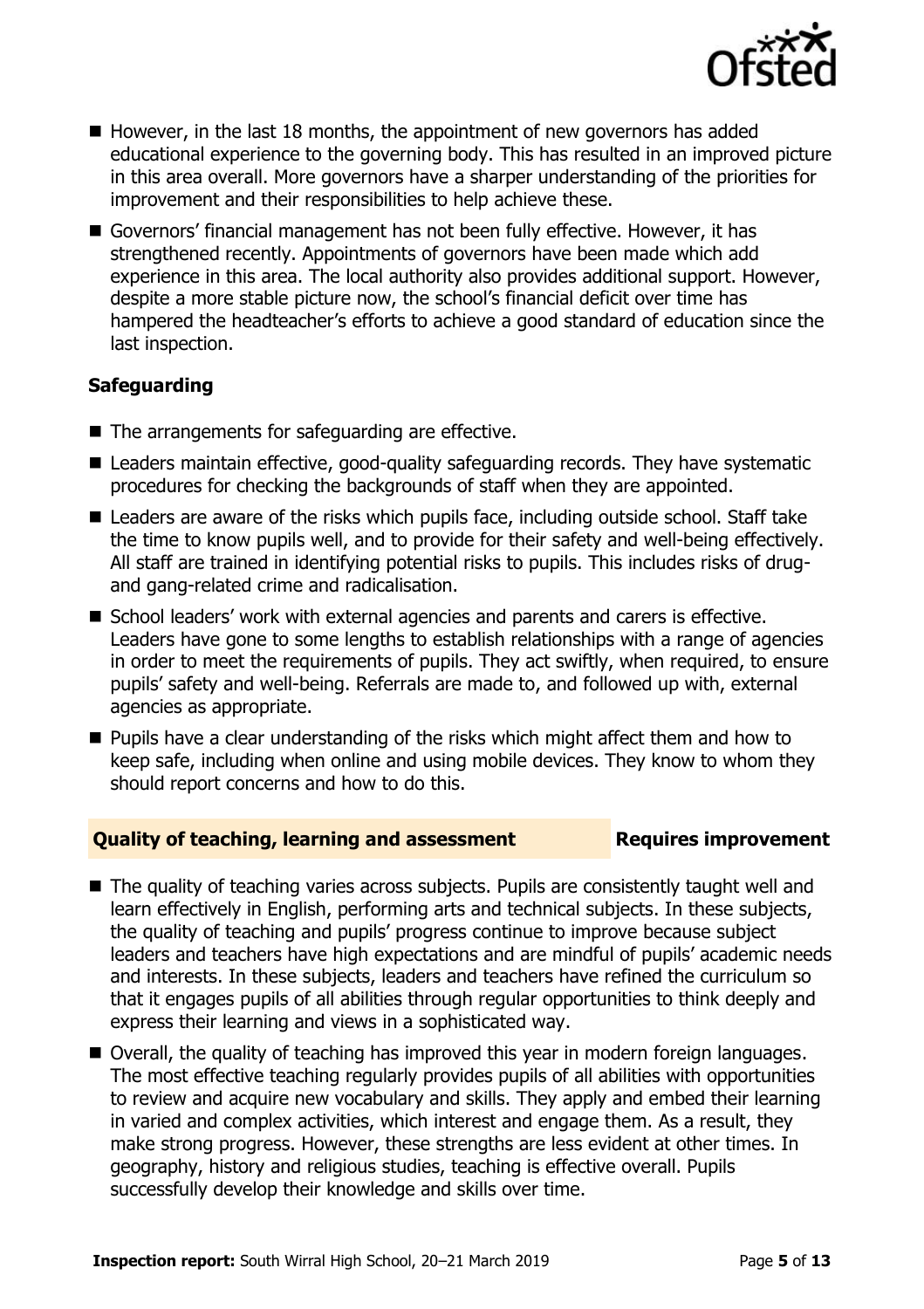- However, in the last 18 months, the appointment of new governors has added educational experience to the governing body. This has resulted in an improved picture in this area overall. More governors have a sharper understanding of the priorities for improvement and their responsibilities to help achieve these.
- Governors' financial management has not been fully effective. However, it has strengthened recently. Appointments of governors have been made which add experience in this area. The local authority also provides additional support. However, despite a more stable picture now, the school's financial deficit over time has hampered the headteacher's efforts to achieve a good standard of education since the last inspection.

### Safeguarding

- The arrangements for safeguarding are effective.
- Leaders maintain effective, good-quality safeguarding records. They have systematic procedures for checking the backgrounds of staff when they are appointed.
- Leaders are aware of the risks which pupils face, including outside school. Staff take the time to know pupils well, and to provide for their safety and well-being effectively. All staff are trained in identifying potential risks to pupils. This includes risks of drug- and gang-related crime and radicalisation.
- School leaders' work with external agencies and parents and carers is effective. Leaders have gone to some lengths to establish relationships with a range of agencies in order to meet the requirements of pupils. They act swiftly, when required, to ensure pupils' safety and well-being. Referrals are made to, and followed up with, external agencies as appropriate.
- Pupils have a clear understanding of the risks which might affect them and how to keep safe, including when online and using mobile devices. They know to whom they should report concerns and how to do this.

## Quality of teaching, learning and assessment — Requires improvement

- The quality of teaching varies across subjects. Pupils are consistently taught well and learn effectively in English, performing arts and technical subjects. In these subjects, the quality of teaching and pupils' progress continue to improve because subject leaders and teachers have high expectations and are mindful of pupils' academic needs and interests. In these subjects, leaders and teachers have refined the curriculum so that it engages pupils of all abilities through regular opportunities to think deeply and express their learning and views in a sophisticated way.
- Overall, the quality of teaching has improved this year in modern foreign languages. The most effective teaching regularly provides pupils of all abilities with opportunities to review and acquire new vocabulary and skills. They apply and embed their learning in varied and complex activities, which interest and engage them. As a result, they make strong progress. However, these strengths are less evident at other times. In geography, history and religious studies, teaching is effective overall. Pupils successfully develop their knowledge and skills over time.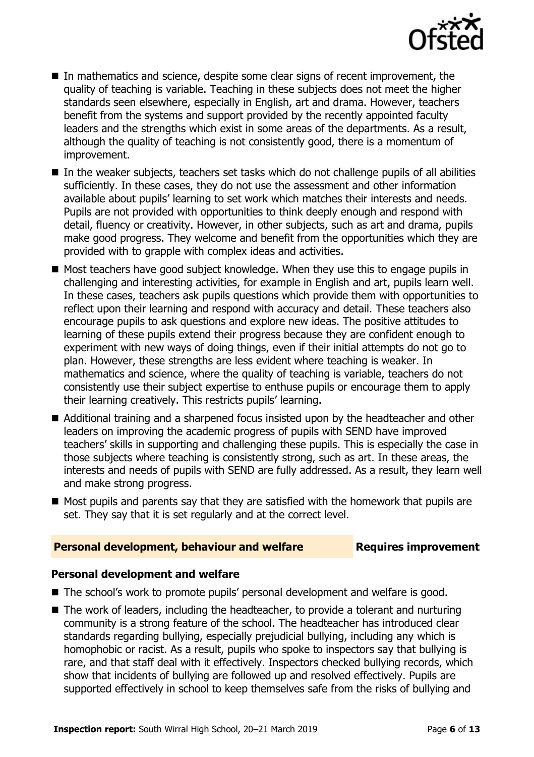- In mathematics and science, despite some clear signs of recent improvement, the quality of teaching is variable. Teaching in these subjects does not meet the higher standards seen elsewhere, especially in English, art and drama. However, teachers benefit from the systems and support provided by the recently appointed faculty leaders and the strengths which exist in some areas of the departments. As a result, although the quality of teaching is not consistently good, there is a momentum of improvement.
- In the weaker subjects, teachers set tasks which do not challenge pupils of all abilities sufficiently. In these cases, they do not use the assessment and other information available about pupils' learning to set work which matches their interests and needs. Pupils are not provided with opportunities to think deeply enough and respond with detail, fluency or creativity. However, in other subjects, such as art and drama, pupils make good progress. They welcome and benefit from the opportunities which they are provided with to grapple with complex ideas and activities.
- Most teachers have good subject knowledge. When they use this to engage pupils in challenging and interesting activities, for example in English and art, pupils learn well. In these cases, teachers ask pupils questions which provide them with opportunities to reflect upon their learning and respond with accuracy and detail. These teachers also encourage pupils to ask questions and explore new ideas. The positive attitudes to learning of these pupils extend their progress because they are confident enough to experiment with new ways of doing things, even if their initial attempts do not go to plan. However, these strengths are less evident where teaching is weaker. In mathematics and science, where the quality of teaching is variable, teachers do not consistently use their subject expertise to enthuse pupils or encourage them to apply their learning creatively. This restricts pupils' learning.
- Additional training and a sharpened focus insisted upon by the headteacher and other leaders on improving the academic progress of pupils with SEND have improved teachers' skills in supporting and challenging these pupils. This is especially the case in those subjects where teaching is consistently strong, such as art. In these areas, the interests and needs of pupils with SEND are fully addressed. As a result, they learn well and make strong progress.
- Most pupils and parents say that they are satisfied with the homework that pupils are set. They say that it is set regularly and at the correct level.

## Personal development, behaviour and welfare — Requires improvement

### Personal development and welfare

- The school's work to promote pupils' personal development and welfare is good.
- The work of leaders, including the headteacher, to provide a tolerant and nurturing community is a strong feature of the school. The headteacher has introduced clear standards regarding bullying, especially prejudicial bullying, including any which is homophobic or racist. As a result, pupils who spoke to inspectors say that bullying is rare, and that staff deal with it effectively. Inspectors checked bullying records, which show that incidents of bullying are followed up and resolved effectively. Pupils are supported effectively in school to keep themselves safe from the risks of bullying and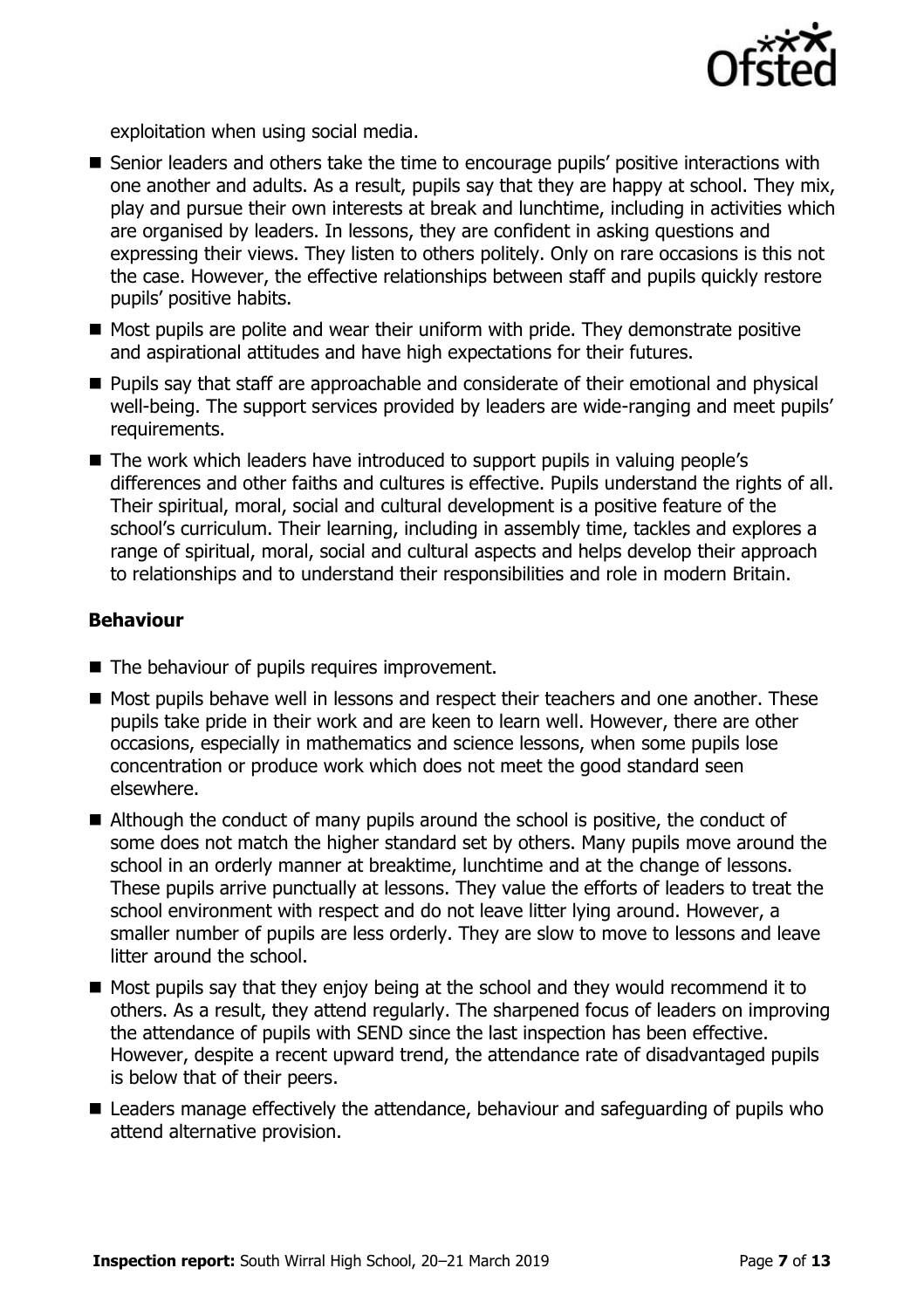exploitation when using social media.

- Senior leaders and others take the time to encourage pupils' positive interactions with one another and adults. As a result, pupils say that they are happy at school. They mix, play and pursue their own interests at break and lunchtime, including in activities which are organised by leaders. In lessons, they are confident in asking questions and expressing their views. They listen to others politely. Only on rare occasions is this not the case. However, the effective relationships between staff and pupils quickly restore pupils' positive habits.
- Most pupils are polite and wear their uniform with pride. They demonstrate positive and aspirational attitudes and have high expectations for their futures.
- Pupils say that staff are approachable and considerate of their emotional and physical well-being. The support services provided by leaders are wide-ranging and meet pupils' requirements.
- The work which leaders have introduced to support pupils in valuing people's differences and other faiths and cultures is effective. Pupils understand the rights of all. Their spiritual, moral, social and cultural development is a positive feature of the school's curriculum. Their learning, including in assembly time, tackles and explores a range of spiritual, moral, social and cultural aspects and helps develop their approach to relationships and to understand their responsibilities and role in modern Britain.

### Behaviour

- The behaviour of pupils requires improvement.
- Most pupils behave well in lessons and respect their teachers and one another. These pupils take pride in their work and are keen to learn well. However, there are other occasions, especially in mathematics and science lessons, when some pupils lose concentration or produce work which does not meet the good standard seen elsewhere.
- Although the conduct of many pupils around the school is positive, the conduct of some does not match the higher standard set by others. Many pupils move around the school in an orderly manner at breaktime, lunchtime and at the change of lessons. These pupils arrive punctually at lessons. They value the efforts of leaders to treat the school environment with respect and do not leave litter lying around. However, a smaller number of pupils are less orderly. They are slow to move to lessons and leave litter around the school.
- Most pupils say that they enjoy being at the school and they would recommend it to others. As a result, they attend regularly. The sharpened focus of leaders on improving the attendance of pupils with SEND since the last inspection has been effective. However, despite a recent upward trend, the attendance rate of disadvantaged pupils is below that of their peers.
- Leaders manage effectively the attendance, behaviour and safeguarding of pupils who attend alternative provision.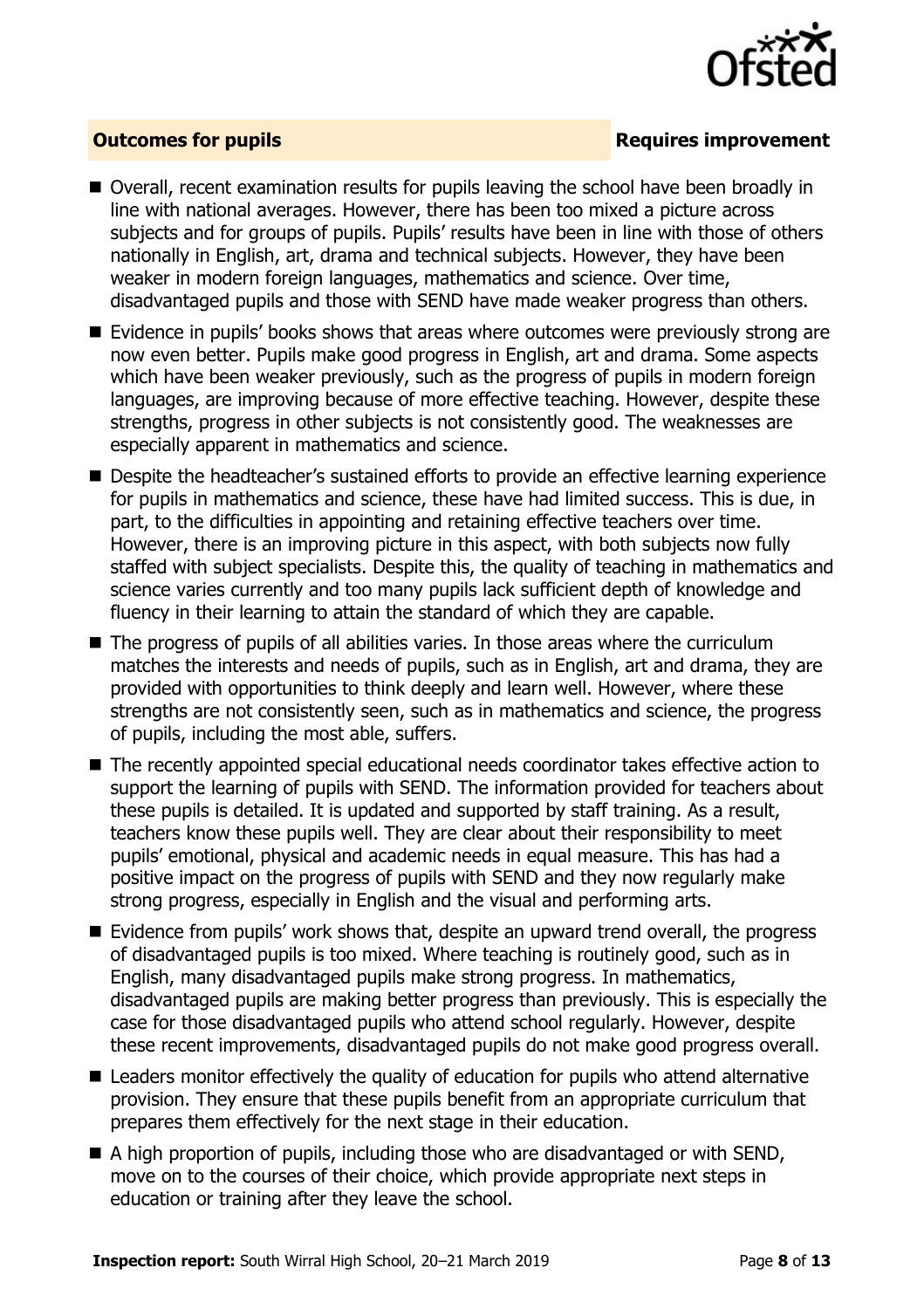## Outcomes for pupils — Requires improvement

- Overall, recent examination results for pupils leaving the school have been broadly in line with national averages. However, there has been too mixed a picture across subjects and for groups of pupils. Pupils' results have been in line with those of others nationally in English, art, drama and technical subjects. However, they have been weaker in modern foreign languages, mathematics and science. Over time, disadvantaged pupils and those with SEND have made weaker progress than others.
- Evidence in pupils' books shows that areas where outcomes were previously strong are now even better. Pupils make good progress in English, art and drama. Some aspects which have been weaker previously, such as the progress of pupils in modern foreign languages, are improving because of more effective teaching. However, despite these strengths, progress in other subjects is not consistently good. The weaknesses are especially apparent in mathematics and science.
- Despite the headteacher's sustained efforts to provide an effective learning experience for pupils in mathematics and science, these have had limited success. This is due, in part, to the difficulties in appointing and retaining effective teachers over time. However, there is an improving picture in this aspect, with both subjects now fully staffed with subject specialists. Despite this, the quality of teaching in mathematics and science varies currently and too many pupils lack sufficient depth of knowledge and fluency in their learning to attain the standard of which they are capable.
- The progress of pupils of all abilities varies. In those areas where the curriculum matches the interests and needs of pupils, such as in English, art and drama, they are provided with opportunities to think deeply and learn well. However, where these strengths are not consistently seen, such as in mathematics and science, the progress of pupils, including the most able, suffers.
- The recently appointed special educational needs coordinator takes effective action to support the learning of pupils with SEND. The information provided for teachers about these pupils is detailed. It is updated and supported by staff training. As a result, teachers know these pupils well. They are clear about their responsibility to meet pupils' emotional, physical and academic needs in equal measure. This has had a positive impact on the progress of pupils with SEND and they now regularly make strong progress, especially in English and the visual and performing arts.
- Evidence from pupils' work shows that, despite an upward trend overall, the progress of disadvantaged pupils is too mixed. Where teaching is routinely good, such as in English, many disadvantaged pupils make strong progress. In mathematics, disadvantaged pupils are making better progress than previously. This is especially the case for those disadvantaged pupils who attend school regularly. However, despite these recent improvements, disadvantaged pupils do not make good progress overall.
- Leaders monitor effectively the quality of education for pupils who attend alternative provision. They ensure that these pupils benefit from an appropriate curriculum that prepares them effectively for the next stage in their education.
- A high proportion of pupils, including those who are disadvantaged or with SEND, move on to the courses of their choice, which provide appropriate next steps in education or training after they leave the school.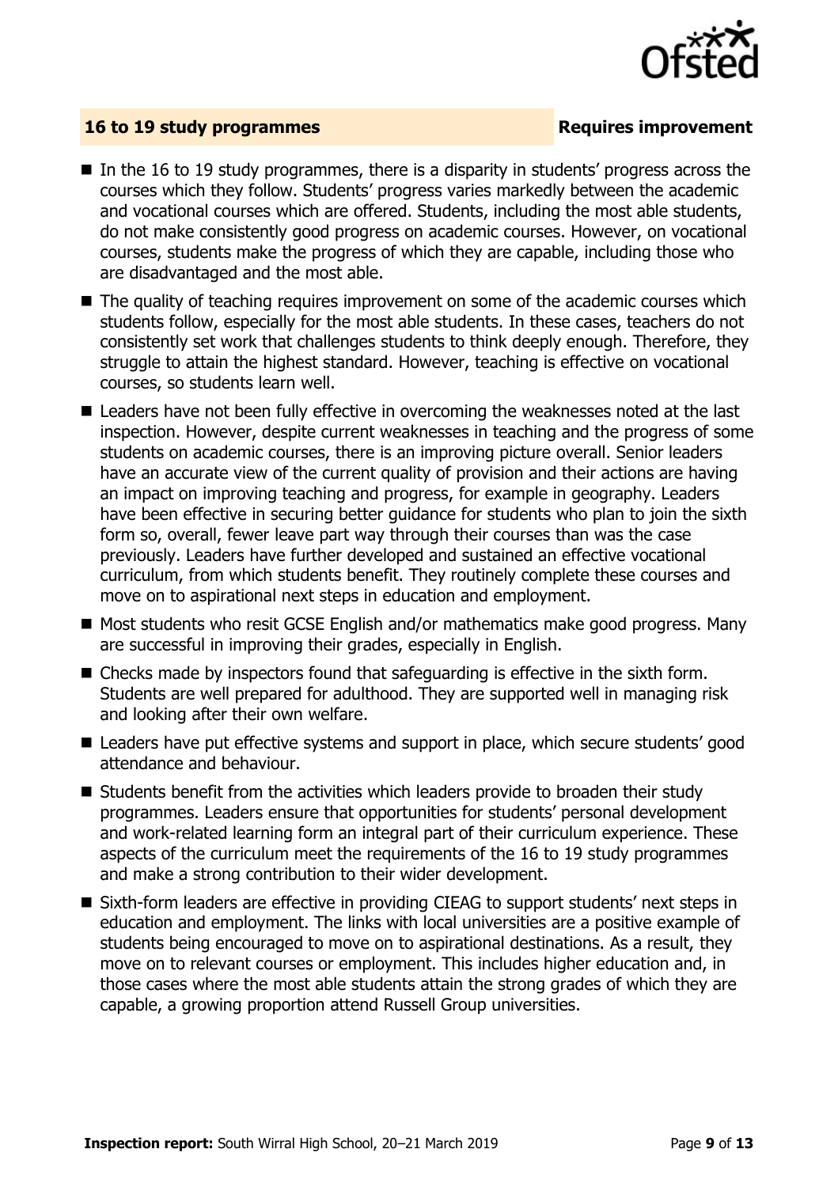## 16 to 19 study programmes — Requires improvement

- In the 16 to 19 study programmes, there is a disparity in students' progress across the courses which they follow. Students' progress varies markedly between the academic and vocational courses which are offered. Students, including the most able students, do not make consistently good progress on academic courses. However, on vocational courses, students make the progress of which they are capable, including those who are disadvantaged and the most able.
- The quality of teaching requires improvement on some of the academic courses which students follow, especially for the most able students. In these cases, teachers do not consistently set work that challenges students to think deeply enough. Therefore, they struggle to attain the highest standard. However, teaching is effective on vocational courses, so students learn well.
- Leaders have not been fully effective in overcoming the weaknesses noted at the last inspection. However, despite current weaknesses in teaching and the progress of some students on academic courses, there is an improving picture overall. Senior leaders have an accurate view of the current quality of provision and their actions are having an impact on improving teaching and progress, for example in geography. Leaders have been effective in securing better guidance for students who plan to join the sixth form so, overall, fewer leave part way through their courses than was the case previously. Leaders have further developed and sustained an effective vocational curriculum, from which students benefit. They routinely complete these courses and move on to aspirational next steps in education and employment.
- Most students who resit GCSE English and/or mathematics make good progress. Many are successful in improving their grades, especially in English.
- Checks made by inspectors found that safeguarding is effective in the sixth form. Students are well prepared for adulthood. They are supported well in managing risk and looking after their own welfare.
- Leaders have put effective systems and support in place, which secure students' good attendance and behaviour.
- Students benefit from the activities which leaders provide to broaden their study programmes. Leaders ensure that opportunities for students' personal development and work-related learning form an integral part of their curriculum experience. These aspects of the curriculum meet the requirements of the 16 to 19 study programmes and make a strong contribution to their wider development.
- Sixth-form leaders are effective in providing CIEAG to support students' next steps in education and employment. The links with local universities are a positive example of students being encouraged to move on to aspirational destinations. As a result, they move on to relevant courses or employment. This includes higher education and, in those cases where the most able students attain the strong grades of which they are capable, a growing proportion attend Russell Group universities.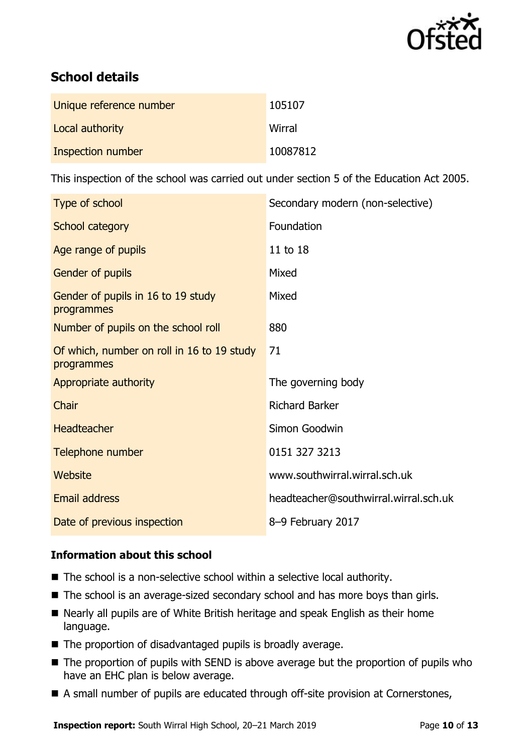## School details

| | |
|---|---|
| Unique reference number | 105107 |
| Local authority | Wirral |
| Inspection number | 10087812 |

This inspection of the school was carried out under section 5 of the Education Act 2005.

| | |
|---|---|
| Type of school | Secondary modern (non-selective) |
| School category | Foundation |
| Age range of pupils | 11 to 18 |
| Gender of pupils | Mixed |
| Gender of pupils in 16 to 19 study programmes | Mixed |
| Number of pupils on the school roll | 880 |
| Of which, number on roll in 16 to 19 study programmes | 71 |
| Appropriate authority | The governing body |
| Chair | Richard Barker |
| Headteacher | Simon Goodwin |
| Telephone number | 0151 327 3213 |
| Website | www.southwirral.wirral.sch.uk |
| Email address | headteacher@southwirral.wirral.sch.uk |
| Date of previous inspection | 8–9 February 2017 |

### Information about this school

- The school is a non-selective school within a selective local authority.
- The school is an average-sized secondary school and has more boys than girls.
- Nearly all pupils are of White British heritage and speak English as their home language.
- The proportion of disadvantaged pupils is broadly average.
- The proportion of pupils with SEND is above average but the proportion of pupils who have an EHC plan is below average.
- A small number of pupils are educated through off-site provision at Cornerstones,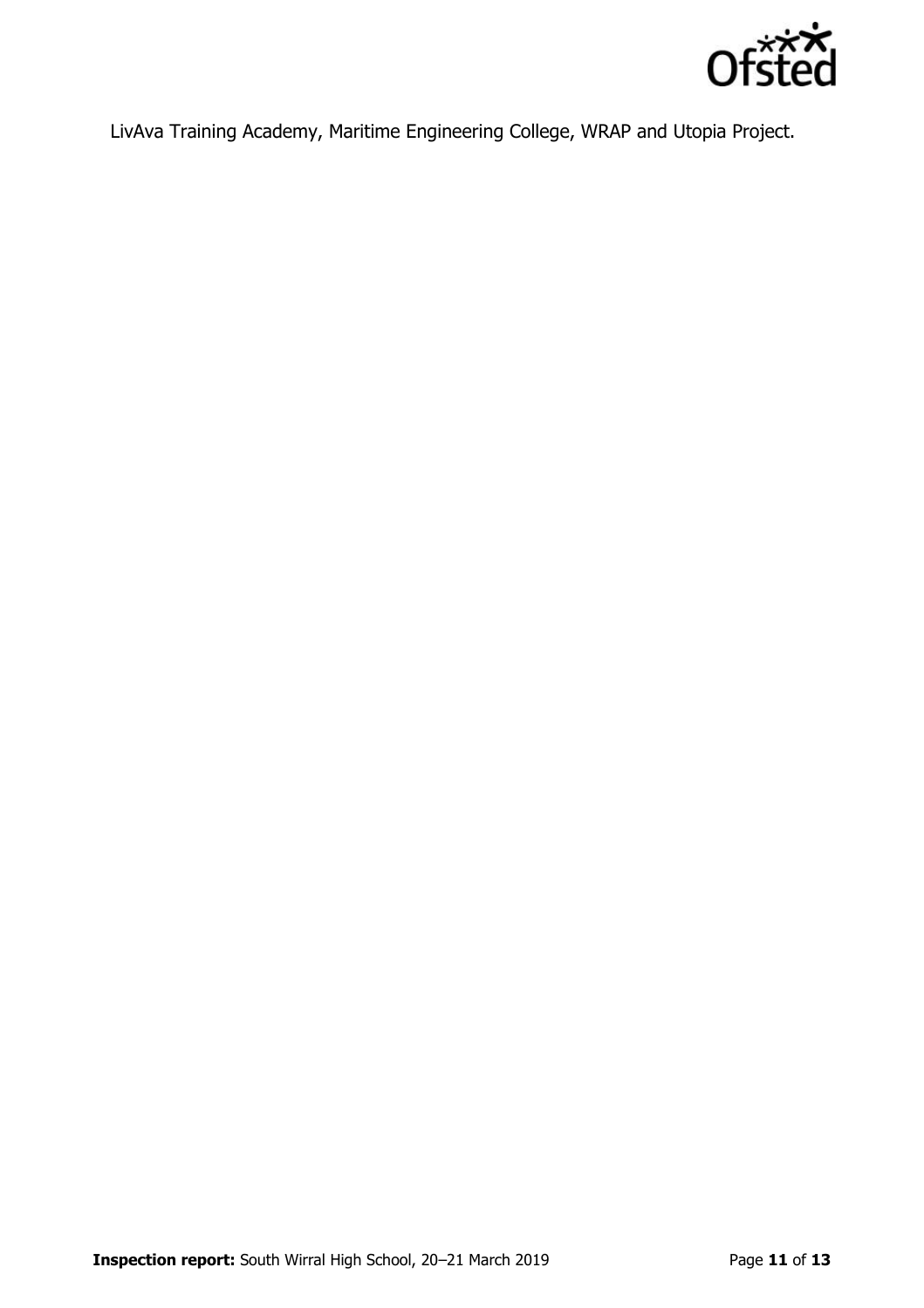LivAva Training Academy, Maritime Engineering College, WRAP and Utopia Project.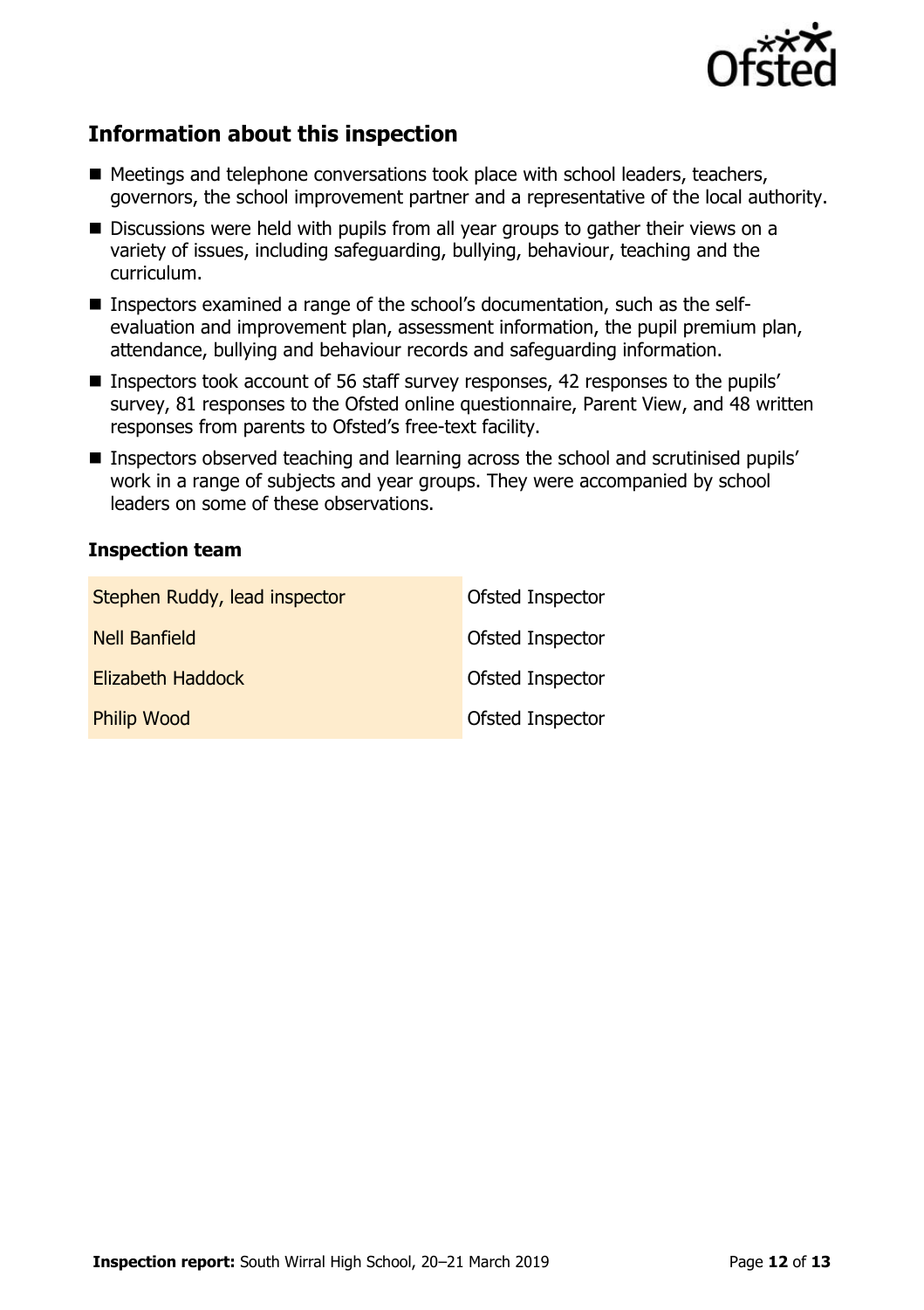## Information about this inspection

- Meetings and telephone conversations took place with school leaders, teachers, governors, the school improvement partner and a representative of the local authority.
- Discussions were held with pupils from all year groups to gather their views on a variety of issues, including safeguarding, bullying, behaviour, teaching and the curriculum.
- Inspectors examined a range of the school's documentation, such as the self-evaluation and improvement plan, assessment information, the pupil premium plan, attendance, bullying and behaviour records and safeguarding information.
- Inspectors took account of 56 staff survey responses, 42 responses to the pupils' survey, 81 responses to the Ofsted online questionnaire, Parent View, and 48 written responses from parents to Ofsted's free-text facility.
- Inspectors observed teaching and learning across the school and scrutinised pupils' work in a range of subjects and year groups. They were accompanied by school leaders on some of these observations.

### Inspection team

| | |
|---|---|
| Stephen Ruddy, lead inspector | Ofsted Inspector |
| Nell Banfield | Ofsted Inspector |
| Elizabeth Haddock | Ofsted Inspector |
| Philip Wood | Ofsted Inspector |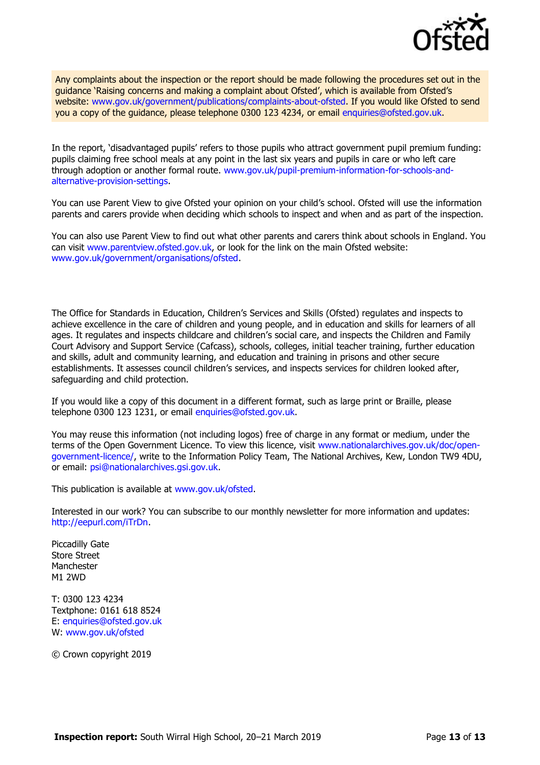Any complaints about the inspection or the report should be made following the procedures set out in the guidance 'Raising concerns and making a complaint about Ofsted', which is available from Ofsted's website: www.gov.uk/government/publications/complaints-about-ofsted. If you would like Ofsted to send you a copy of the guidance, please telephone 0300 123 4234, or email enquiries@ofsted.gov.uk.

In the report, 'disadvantaged pupils' refers to those pupils who attract government pupil premium funding: pupils claiming free school meals at any point in the last six years and pupils in care or who left care through adoption or another formal route. www.gov.uk/pupil-premium-information-for-schools-and-alternative-provision-settings.

You can use Parent View to give Ofsted your opinion on your child's school. Ofsted will use the information parents and carers provide when deciding which schools to inspect and when and as part of the inspection.

You can also use Parent View to find out what other parents and carers think about schools in England. You can visit www.parentview.ofsted.gov.uk, or look for the link on the main Ofsted website: www.gov.uk/government/organisations/ofsted.

The Office for Standards in Education, Children's Services and Skills (Ofsted) regulates and inspects to achieve excellence in the care of children and young people, and in education and skills for learners of all ages. It regulates and inspects childcare and children's social care, and inspects the Children and Family Court Advisory and Support Service (Cafcass), schools, colleges, initial teacher training, further education and skills, adult and community learning, and education and training in prisons and other secure establishments. It assesses council children's services, and inspects services for children looked after, safeguarding and child protection.

If you would like a copy of this document in a different format, such as large print or Braille, please telephone 0300 123 1231, or email enquiries@ofsted.gov.uk.

You may reuse this information (not including logos) free of charge in any format or medium, under the terms of the Open Government Licence. To view this licence, visit www.nationalarchives.gov.uk/doc/open-government-licence/, write to the Information Policy Team, The National Archives, Kew, London TW9 4DU, or email: psi@nationalarchives.gsi.gov.uk.

This publication is available at www.gov.uk/ofsted.

Interested in our work? You can subscribe to our monthly newsletter for more information and updates: http://eepurl.com/iTrDn.

Piccadilly Gate
Store Street
Manchester
M1 2WD

T: 0300 123 4234
Textphone: 0161 618 8524
E: enquiries@ofsted.gov.uk
W: www.gov.uk/ofsted

© Crown copyright 2019